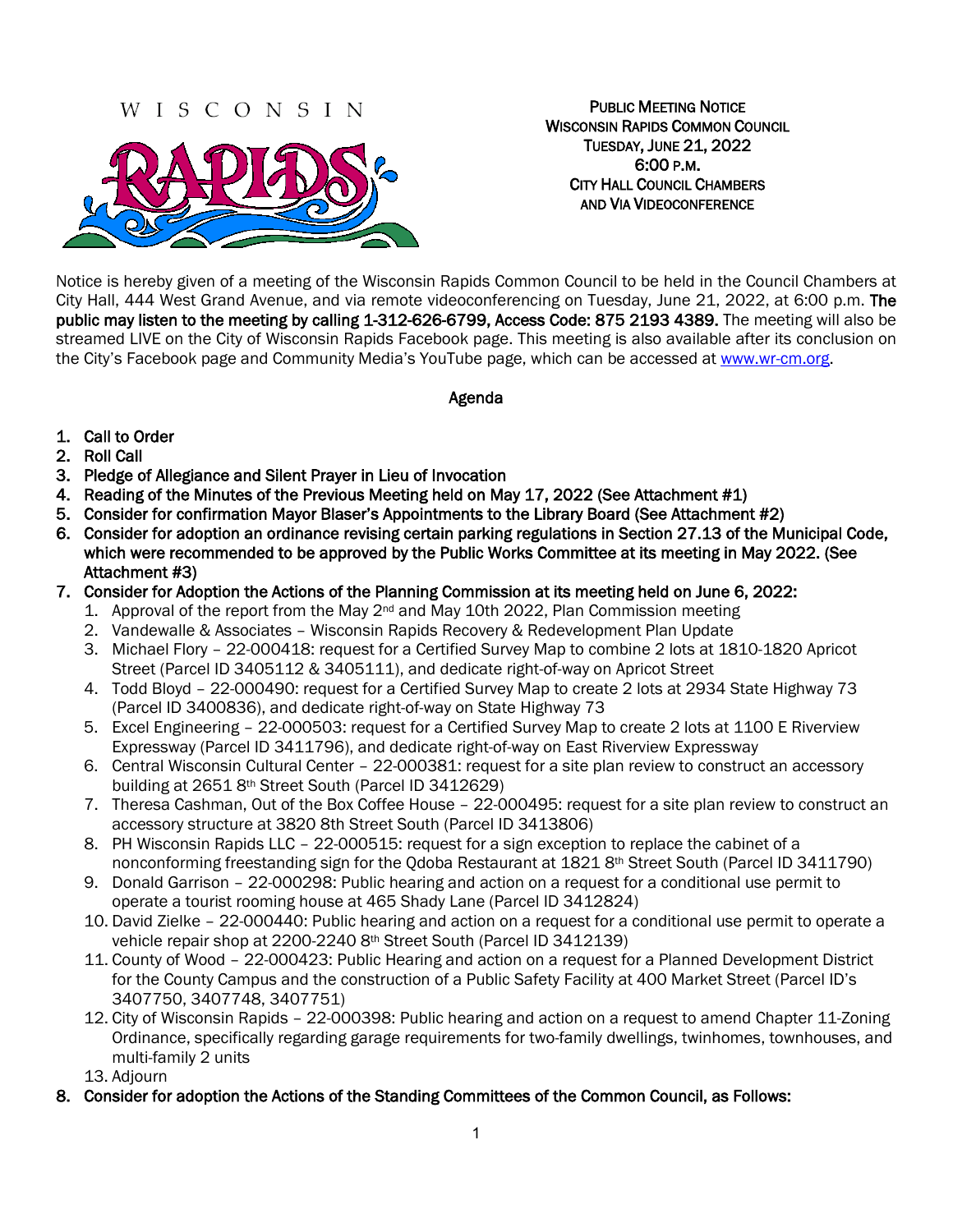WISCONSIN RAPIDS

**PUBLIC MEETING NOTICE**
**WISCONSIN RAPIDS COMMON COUNCIL**
**TUESDAY, JUNE 21, 2022**
**6:00 P.M.**
**CITY HALL COUNCIL CHAMBERS**
**AND VIA VIDEOCONFERENCE**

Notice is hereby given of a meeting of the Wisconsin Rapids Common Council to be held in the Council Chambers at City Hall, 444 West Grand Avenue, and via remote videoconferencing on Tuesday, June 21, 2022, at 6:00 p.m. **The public may listen to the meeting by calling 1-312-626-6799, Access Code: 875 2193 4389.** The meeting will also be streamed LIVE on the City of Wisconsin Rapids Facebook page. This meeting is also available after its conclusion on the City's Facebook page and Community Media's YouTube page, which can be accessed at www.wr-cm.org.

## Agenda

1. **Call to Order**
2. **Roll Call**
3. **Pledge of Allegiance and Silent Prayer in Lieu of Invocation**
4. **Reading of the Minutes of the Previous Meeting held on May 17, 2022 (See Attachment #1)**
5. **Consider for confirmation Mayor Blaser's Appointments to the Library Board (See Attachment #2)**
6. **Consider for adoption an ordinance revising certain parking regulations in Section 27.13 of the Municipal Code, which were recommended to be approved by the Public Works Committee at its meeting in May 2022. (See Attachment #3)**
7. **Consider for Adoption the Actions of the Planning Commission at its meeting held on June 6, 2022:**
   1. Approval of the report from the May 2nd and May 10th 2022, Plan Commission meeting
   2. Vandewalle & Associates – Wisconsin Rapids Recovery & Redevelopment Plan Update
   3. Michael Flory – 22-000418: request for a Certified Survey Map to combine 2 lots at 1810-1820 Apricot Street (Parcel ID 3405112 & 3405111), and dedicate right-of-way on Apricot Street
   4. Todd Bloyd – 22-000490: request for a Certified Survey Map to create 2 lots at 2934 State Highway 73 (Parcel ID 3400836), and dedicate right-of-way on State Highway 73
   5. Excel Engineering – 22-000503: request for a Certified Survey Map to create 2 lots at 1100 E Riverview Expressway (Parcel ID 3411796), and dedicate right-of-way on East Riverview Expressway
   6. Central Wisconsin Cultural Center – 22-000381: request for a site plan review to construct an accessory building at 2651 8th Street South (Parcel ID 3412629)
   7. Theresa Cashman, Out of the Box Coffee House – 22-000495: request for a site plan review to construct an accessory structure at 3820 8th Street South (Parcel ID 3413806)
   8. PH Wisconsin Rapids LLC – 22-000515: request for a sign exception to replace the cabinet of a nonconforming freestanding sign for the Qdoba Restaurant at 1821 8th Street South (Parcel ID 3411790)
   9. Donald Garrison – 22-000298: Public hearing and action on a request for a conditional use permit to operate a tourist rooming house at 465 Shady Lane (Parcel ID 3412824)
   10. David Zielke – 22-000440: Public hearing and action on a request for a conditional use permit to operate a vehicle repair shop at 2200-2240 8th Street South (Parcel ID 3412139)
   11. County of Wood – 22-000423: Public Hearing and action on a request for a Planned Development District for the County Campus and the construction of a Public Safety Facility at 400 Market Street (Parcel ID's 3407750, 3407748, 3407751)
   12. City of Wisconsin Rapids – 22-000398: Public hearing and action on a request to amend Chapter 11-Zoning Ordinance, specifically regarding garage requirements for two-family dwellings, twinhomes, townhouses, and multi-family 2 units
   13. Adjourn
8. **Consider for adoption the Actions of the Standing Committees of the Common Council, as Follows:**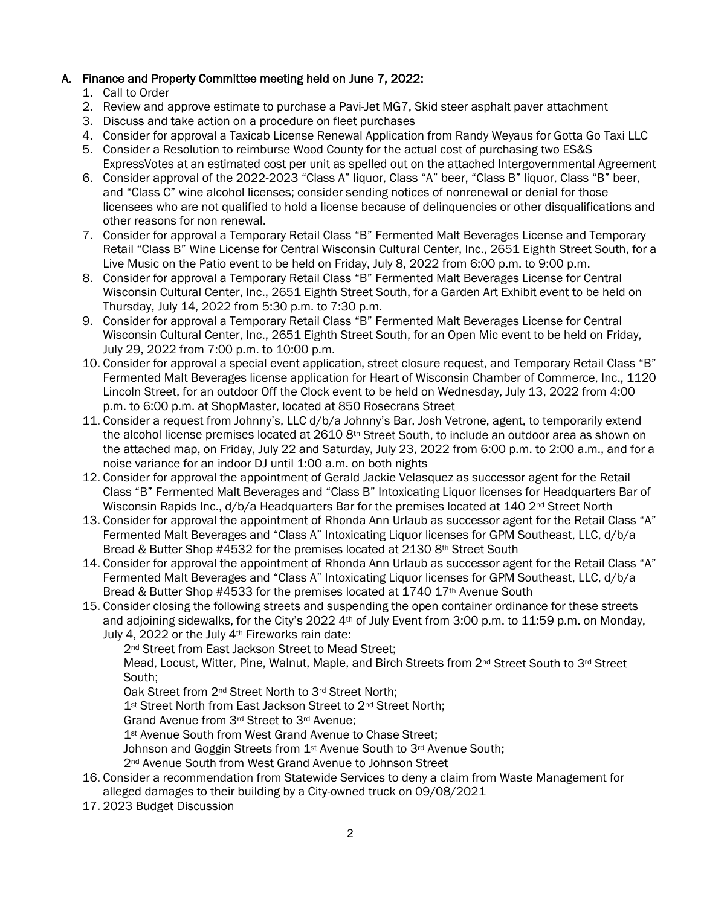**A. Finance and Property Committee meeting held on June 7, 2022:**

1. Call to Order
2. Review and approve estimate to purchase a Pavi-Jet MG7, Skid steer asphalt paver attachment
3. Discuss and take action on a procedure on fleet purchases
4. Consider for approval a Taxicab License Renewal Application from Randy Weyaus for Gotta Go Taxi LLC
5. Consider a Resolution to reimburse Wood County for the actual cost of purchasing two ES&S ExpressVotes at an estimated cost per unit as spelled out on the attached Intergovernmental Agreement
6. Consider approval of the 2022-2023 "Class A" liquor, Class "A" beer, "Class B" liquor, Class "B" beer, and "Class C" wine alcohol licenses; consider sending notices of nonrenewal or denial for those licensees who are not qualified to hold a license because of delinquencies or other disqualifications and other reasons for non renewal.
7. Consider for approval a Temporary Retail Class "B" Fermented Malt Beverages License and Temporary Retail "Class B" Wine License for Central Wisconsin Cultural Center, Inc., 2651 Eighth Street South, for a Live Music on the Patio event to be held on Friday, July 8, 2022 from 6:00 p.m. to 9:00 p.m.
8. Consider for approval a Temporary Retail Class "B" Fermented Malt Beverages License for Central Wisconsin Cultural Center, Inc., 2651 Eighth Street South, for a Garden Art Exhibit event to be held on Thursday, July 14, 2022 from 5:30 p.m. to 7:30 p.m.
9. Consider for approval a Temporary Retail Class "B" Fermented Malt Beverages License for Central Wisconsin Cultural Center, Inc., 2651 Eighth Street South, for an Open Mic event to be held on Friday, July 29, 2022 from 7:00 p.m. to 10:00 p.m.
10. Consider for approval a special event application, street closure request, and Temporary Retail Class "B" Fermented Malt Beverages license application for Heart of Wisconsin Chamber of Commerce, Inc., 1120 Lincoln Street, for an outdoor Off the Clock event to be held on Wednesday, July 13, 2022 from 4:00 p.m. to 6:00 p.m. at ShopMaster, located at 850 Rosecrans Street
11. Consider a request from Johnny's, LLC d/b/a Johnny's Bar, Josh Vetrone, agent, to temporarily extend the alcohol license premises located at 2610 8th Street South, to include an outdoor area as shown on the attached map, on Friday, July 22 and Saturday, July 23, 2022 from 6:00 p.m. to 2:00 a.m., and for a noise variance for an indoor DJ until 1:00 a.m. on both nights
12. Consider for approval the appointment of Gerald Jackie Velasquez as successor agent for the Retail Class "B" Fermented Malt Beverages and "Class B" Intoxicating Liquor licenses for Headquarters Bar of Wisconsin Rapids Inc., d/b/a Headquarters Bar for the premises located at 140 2nd Street North
13. Consider for approval the appointment of Rhonda Ann Urlaub as successor agent for the Retail Class "A" Fermented Malt Beverages and "Class A" Intoxicating Liquor licenses for GPM Southeast, LLC, d/b/a Bread & Butter Shop #4532 for the premises located at 2130 8th Street South
14. Consider for approval the appointment of Rhonda Ann Urlaub as successor agent for the Retail Class "A" Fermented Malt Beverages and "Class A" Intoxicating Liquor licenses for GPM Southeast, LLC, d/b/a Bread & Butter Shop #4533 for the premises located at 1740 17th Avenue South
15. Consider closing the following streets and suspending the open container ordinance for these streets and adjoining sidewalks, for the City's 2022 4th of July Event from 3:00 p.m. to 11:59 p.m. on Monday, July 4, 2022 or the July 4th Fireworks rain date:
    - 2nd Street from East Jackson Street to Mead Street;
    - Mead, Locust, Witter, Pine, Walnut, Maple, and Birch Streets from 2nd Street South to 3rd Street South;
    - Oak Street from 2nd Street North to 3rd Street North;
    - 1st Street North from East Jackson Street to 2nd Street North;
    - Grand Avenue from 3rd Street to 3rd Avenue;
    - 1st Avenue South from West Grand Avenue to Chase Street;
    - Johnson and Goggin Streets from 1st Avenue South to 3rd Avenue South;
    - 2nd Avenue South from West Grand Avenue to Johnson Street
16. Consider a recommendation from Statewide Services to deny a claim from Waste Management for alleged damages to their building by a City-owned truck on 09/08/2021
17. 2023 Budget Discussion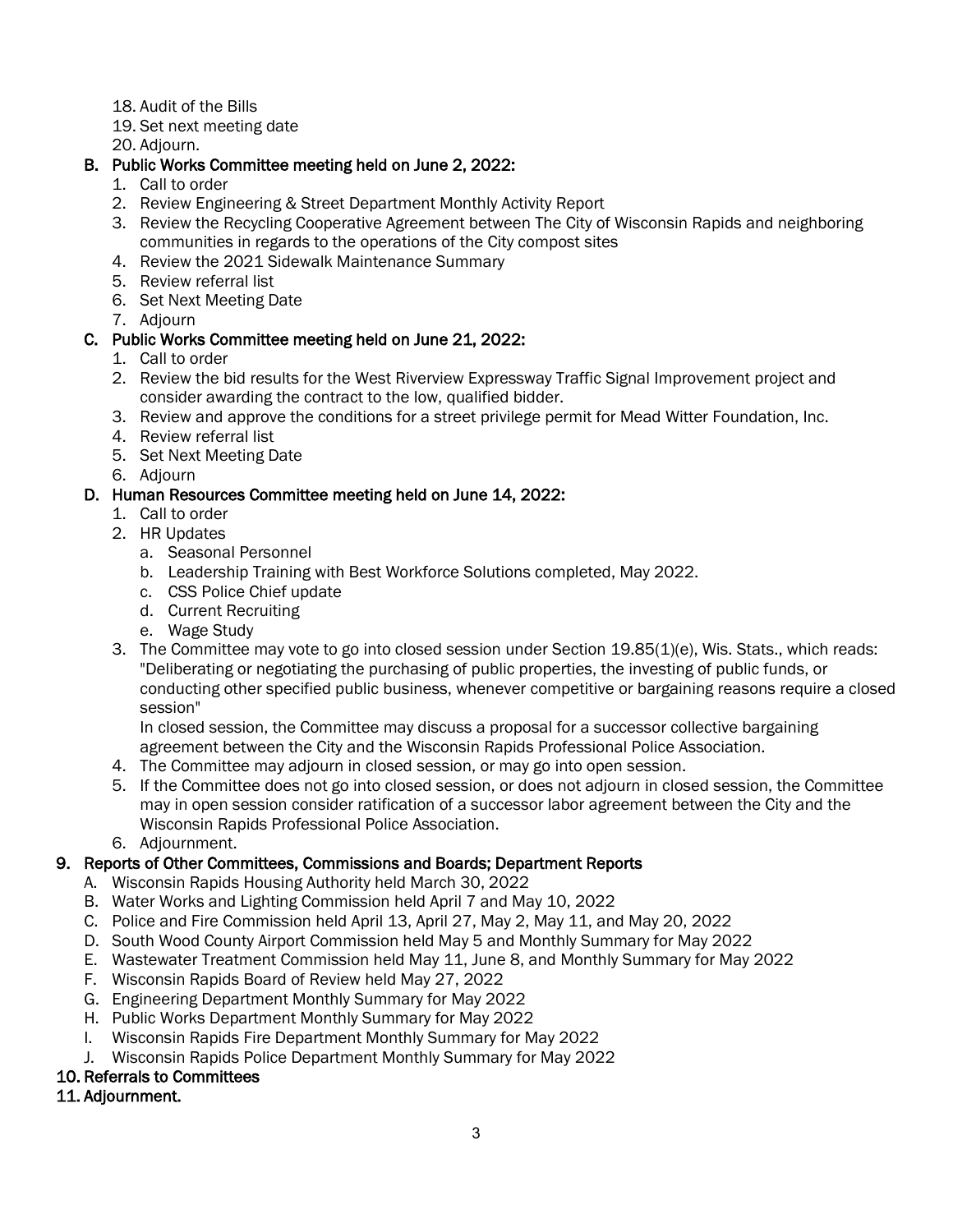18. Audit of the Bills
19. Set next meeting date
20. Adjourn.

**B. Public Works Committee meeting held on June 2, 2022:**

1. Call to order
2. Review Engineering & Street Department Monthly Activity Report
3. Review the Recycling Cooperative Agreement between The City of Wisconsin Rapids and neighboring communities in regards to the operations of the City compost sites
4. Review the 2021 Sidewalk Maintenance Summary
5. Review referral list
6. Set Next Meeting Date
7. Adjourn

**C. Public Works Committee meeting held on June 21, 2022:**

1. Call to order
2. Review the bid results for the West Riverview Expressway Traffic Signal Improvement project and consider awarding the contract to the low, qualified bidder.
3. Review and approve the conditions for a street privilege permit for Mead Witter Foundation, Inc.
4. Review referral list
5. Set Next Meeting Date
6. Adjourn

**D. Human Resources Committee meeting held on June 14, 2022:**

1. Call to order
2. HR Updates
   a. Seasonal Personnel
   b. Leadership Training with Best Workforce Solutions completed, May 2022.
   c. CSS Police Chief update
   d. Current Recruiting
   e. Wage Study
3. The Committee may vote to go into closed session under Section 19.85(1)(e), Wis. Stats., which reads: "Deliberating or negotiating the purchasing of public properties, the investing of public funds, or conducting other specified public business, whenever competitive or bargaining reasons require a closed session"
   In closed session, the Committee may discuss a proposal for a successor collective bargaining agreement between the City and the Wisconsin Rapids Professional Police Association.
4. The Committee may adjourn in closed session, or may go into open session.
5. If the Committee does not go into closed session, or does not adjourn in closed session, the Committee may in open session consider ratification of a successor labor agreement between the City and the Wisconsin Rapids Professional Police Association.
6. Adjournment.

**9. Reports of Other Committees, Commissions and Boards; Department Reports**

A. Wisconsin Rapids Housing Authority held March 30, 2022
B. Water Works and Lighting Commission held April 7 and May 10, 2022
C. Police and Fire Commission held April 13, April 27, May 2, May 11, and May 20, 2022
D. South Wood County Airport Commission held May 5 and Monthly Summary for May 2022
E. Wastewater Treatment Commission held May 11, June 8, and Monthly Summary for May 2022
F. Wisconsin Rapids Board of Review held May 27, 2022
G. Engineering Department Monthly Summary for May 2022
H. Public Works Department Monthly Summary for May 2022
I. Wisconsin Rapids Fire Department Monthly Summary for May 2022
J. Wisconsin Rapids Police Department Monthly Summary for May 2022

**10. Referrals to Committees**

**11. Adjournment.**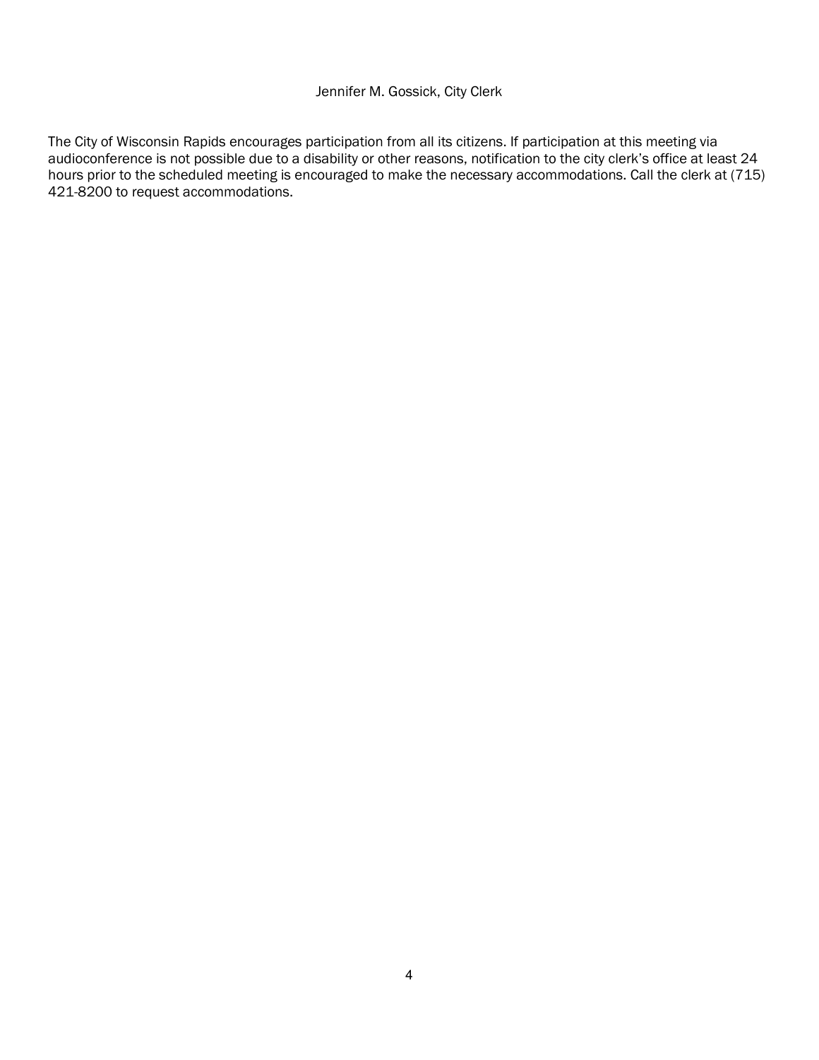Jennifer M. Gossick, City Clerk

The City of Wisconsin Rapids encourages participation from all its citizens. If participation at this meeting via audioconference is not possible due to a disability or other reasons, notification to the city clerk's office at least 24 hours prior to the scheduled meeting is encouraged to make the necessary accommodations. Call the clerk at (715) 421-8200 to request accommodations.